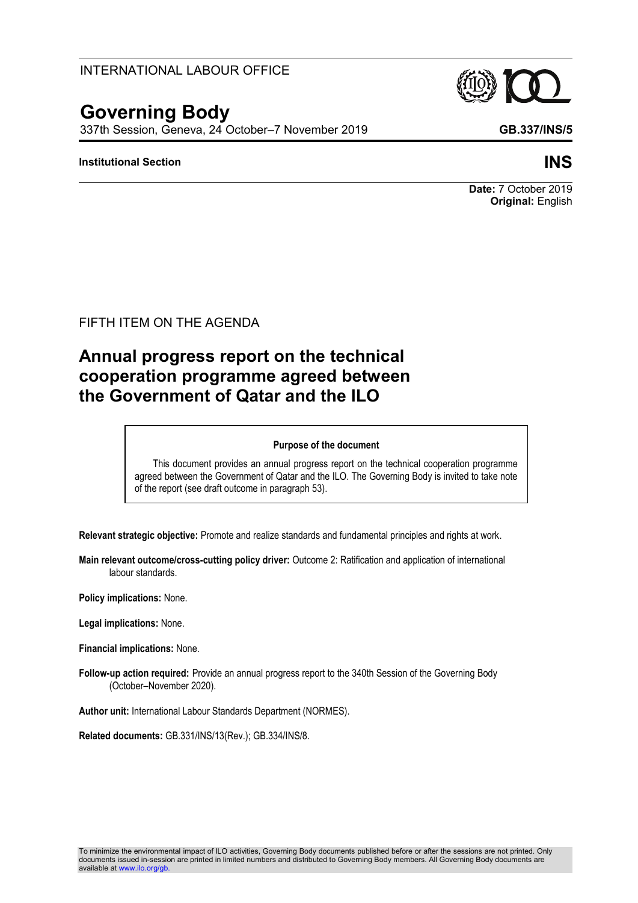INTERNATIONAL LABOUR OFFICE

# Governing Body

337th Session, Geneva, 24 October–7 November 2019

**GB.337/INS/5**

**Institutional Section**

**INS**

**Date:** 7 October 2019
**Original:** English

FIFTH ITEM ON THE AGENDA

## Annual progress report on the technical cooperation programme agreed between the Government of Qatar and the ILO

> **Purpose of the document**
>
> This document provides an annual progress report on the technical cooperation programme agreed between the Government of Qatar and the ILO. The Governing Body is invited to take note of the report (see draft outcome in paragraph 53).

**Relevant strategic objective:** Promote and realize standards and fundamental principles and rights at work.

**Main relevant outcome/cross-cutting policy driver:** Outcome 2: Ratification and application of international labour standards.

**Policy implications:** None.

**Legal implications:** None.

**Financial implications:** None.

**Follow-up action required:** Provide an annual progress report to the 340th Session of the Governing Body (October–November 2020).

**Author unit:** International Labour Standards Department (NORMES).

**Related documents:** GB.331/INS/13(Rev.); GB.334/INS/8.

To minimize the environmental impact of ILO activities, Governing Body documents published before or after the sessions are not printed. Only documents issued in-session are printed in limited numbers and distributed to Governing Body members. All Governing Body documents are available at www.ilo.org/gb.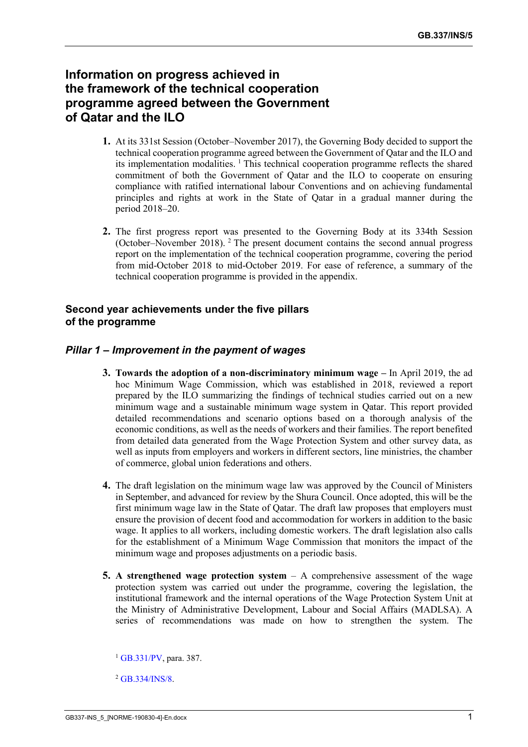# Information on progress achieved in the framework of the technical cooperation programme agreed between the Government of Qatar and the ILO

**1.** At its 331st Session (October–November 2017), the Governing Body decided to support the technical cooperation programme agreed between the Government of Qatar and the ILO and its implementation modalities. [1] This technical cooperation programme reflects the shared commitment of both the Government of Qatar and the ILO to cooperate on ensuring compliance with ratified international labour Conventions and on achieving fundamental principles and rights at work in the State of Qatar in a gradual manner during the period 2018–20.

**2.** The first progress report was presented to the Governing Body at its 334th Session (October–November 2018). [2] The present document contains the second annual progress report on the implementation of the technical cooperation programme, covering the period from mid-October 2018 to mid-October 2019. For ease of reference, a summary of the technical cooperation programme is provided in the appendix.

## Second year achievements under the five pillars of the programme

### *Pillar 1 – Improvement in the payment of wages*

**3.** **Towards the adoption of a non-discriminatory minimum wage –** In April 2019, the ad hoc Minimum Wage Commission, which was established in 2018, reviewed a report prepared by the ILO summarizing the findings of technical studies carried out on a new minimum wage and a sustainable minimum wage system in Qatar. This report provided detailed recommendations and scenario options based on a thorough analysis of the economic conditions, as well as the needs of workers and their families. The report benefited from detailed data generated from the Wage Protection System and other survey data, as well as inputs from employers and workers in different sectors, line ministries, the chamber of commerce, global union federations and others.

**4.** The draft legislation on the minimum wage law was approved by the Council of Ministers in September, and advanced for review by the Shura Council. Once adopted, this will be the first minimum wage law in the State of Qatar. The draft law proposes that employers must ensure the provision of decent food and accommodation for workers in addition to the basic wage. It applies to all workers, including domestic workers. The draft legislation also calls for the establishment of a Minimum Wage Commission that monitors the impact of the minimum wage and proposes adjustments on a periodic basis.

**5.** **A strengthened wage protection system** – A comprehensive assessment of the wage protection system was carried out under the programme, covering the legislation, the institutional framework and the internal operations of the Wage Protection System Unit at the Ministry of Administrative Development, Labour and Social Affairs (MADLSA). A series of recommendations was made on how to strengthen the system. The

[1] GB.331/PV, para. 387.

[2] GB.334/INS/8.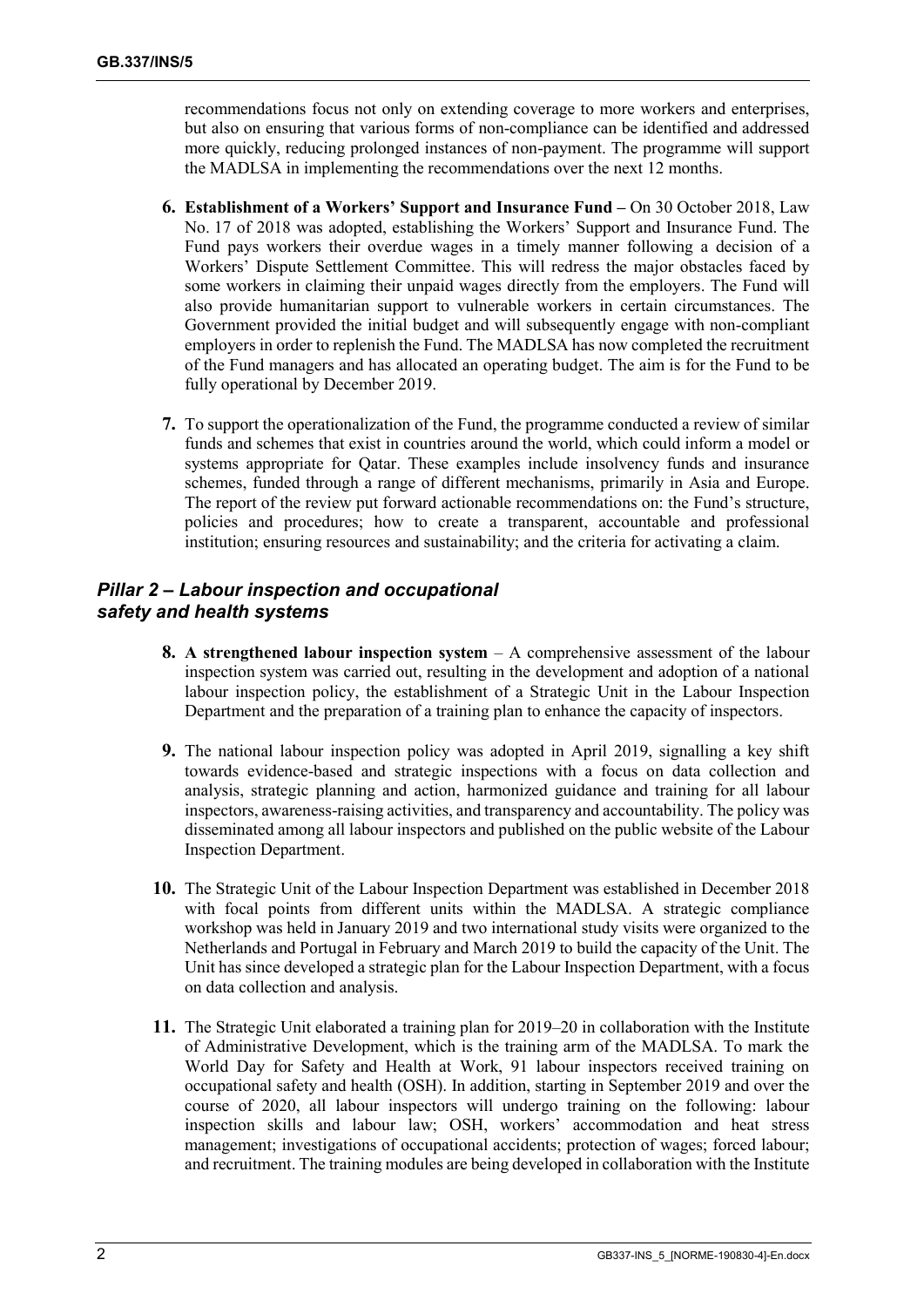recommendations focus not only on extending coverage to more workers and enterprises, but also on ensuring that various forms of non-compliance can be identified and addressed more quickly, reducing prolonged instances of non-payment. The programme will support the MADLSA in implementing the recommendations over the next 12 months.

**6. Establishment of a Workers' Support and Insurance Fund –** On 30 October 2018, Law No. 17 of 2018 was adopted, establishing the Workers' Support and Insurance Fund. The Fund pays workers their overdue wages in a timely manner following a decision of a Workers' Dispute Settlement Committee. This will redress the major obstacles faced by some workers in claiming their unpaid wages directly from the employers. The Fund will also provide humanitarian support to vulnerable workers in certain circumstances. The Government provided the initial budget and will subsequently engage with non-compliant employers in order to replenish the Fund. The MADLSA has now completed the recruitment of the Fund managers and has allocated an operating budget. The aim is for the Fund to be fully operational by December 2019.

**7.** To support the operationalization of the Fund, the programme conducted a review of similar funds and schemes that exist in countries around the world, which could inform a model or systems appropriate for Qatar. These examples include insolvency funds and insurance schemes, funded through a range of different mechanisms, primarily in Asia and Europe. The report of the review put forward actionable recommendations on: the Fund's structure, policies and procedures; how to create a transparent, accountable and professional institution; ensuring resources and sustainability; and the criteria for activating a claim.

### *Pillar 2 – Labour inspection and occupational safety and health systems*

**8. A strengthened labour inspection system** – A comprehensive assessment of the labour inspection system was carried out, resulting in the development and adoption of a national labour inspection policy, the establishment of a Strategic Unit in the Labour Inspection Department and the preparation of a training plan to enhance the capacity of inspectors.

**9.** The national labour inspection policy was adopted in April 2019, signalling a key shift towards evidence-based and strategic inspections with a focus on data collection and analysis, strategic planning and action, harmonized guidance and training for all labour inspectors, awareness-raising activities, and transparency and accountability. The policy was disseminated among all labour inspectors and published on the public website of the Labour Inspection Department.

**10.** The Strategic Unit of the Labour Inspection Department was established in December 2018 with focal points from different units within the MADLSA. A strategic compliance workshop was held in January 2019 and two international study visits were organized to the Netherlands and Portugal in February and March 2019 to build the capacity of the Unit. The Unit has since developed a strategic plan for the Labour Inspection Department, with a focus on data collection and analysis.

**11.** The Strategic Unit elaborated a training plan for 2019–20 in collaboration with the Institute of Administrative Development, which is the training arm of the MADLSA. To mark the World Day for Safety and Health at Work, 91 labour inspectors received training on occupational safety and health (OSH). In addition, starting in September 2019 and over the course of 2020, all labour inspectors will undergo training on the following: labour inspection skills and labour law; OSH, workers' accommodation and heat stress management; investigations of occupational accidents; protection of wages; forced labour; and recruitment. The training modules are being developed in collaboration with the Institute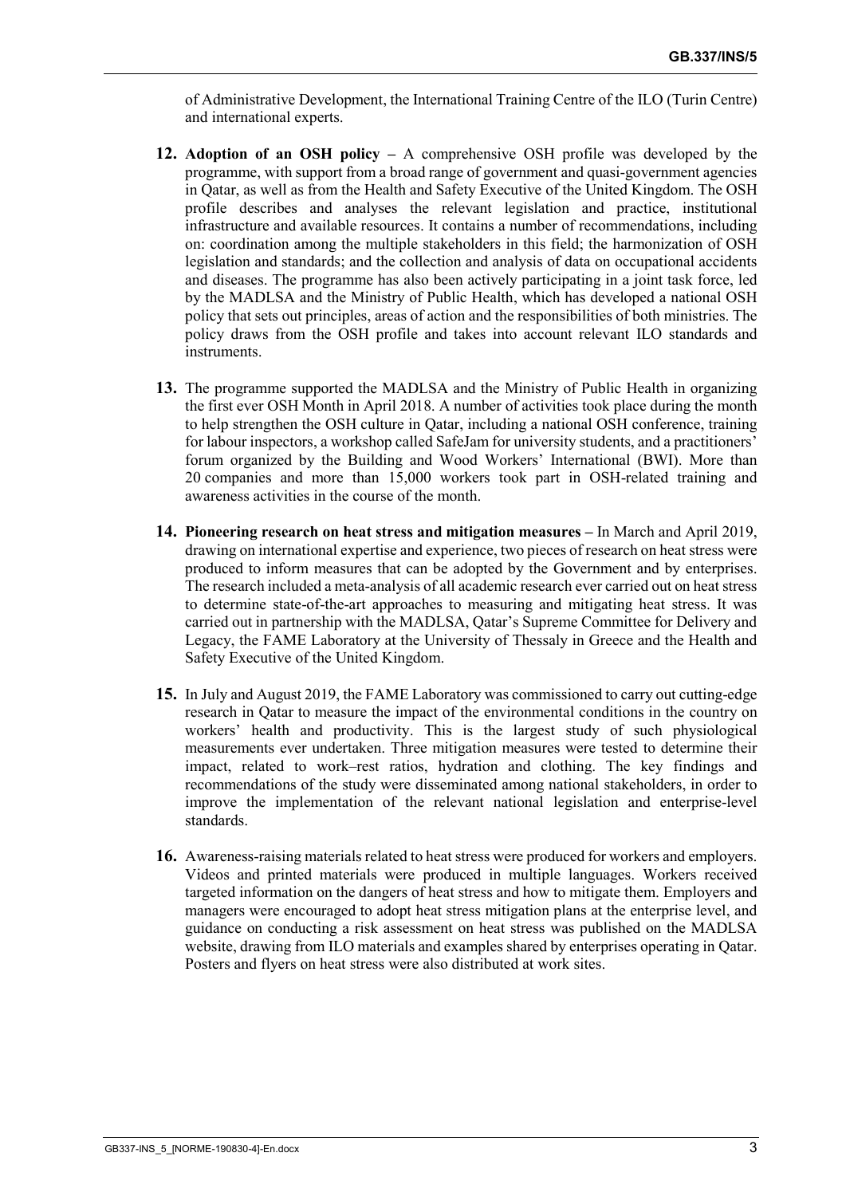of Administrative Development, the International Training Centre of the ILO (Turin Centre) and international experts.

**12. Adoption of an OSH policy –** A comprehensive OSH profile was developed by the programme, with support from a broad range of government and quasi-government agencies in Qatar, as well as from the Health and Safety Executive of the United Kingdom. The OSH profile describes and analyses the relevant legislation and practice, institutional infrastructure and available resources. It contains a number of recommendations, including on: coordination among the multiple stakeholders in this field; the harmonization of OSH legislation and standards; and the collection and analysis of data on occupational accidents and diseases. The programme has also been actively participating in a joint task force, led by the MADLSA and the Ministry of Public Health, which has developed a national OSH policy that sets out principles, areas of action and the responsibilities of both ministries. The policy draws from the OSH profile and takes into account relevant ILO standards and instruments.

**13.** The programme supported the MADLSA and the Ministry of Public Health in organizing the first ever OSH Month in April 2018. A number of activities took place during the month to help strengthen the OSH culture in Qatar, including a national OSH conference, training for labour inspectors, a workshop called SafeJam for university students, and a practitioners' forum organized by the Building and Wood Workers' International (BWI). More than 20 companies and more than 15,000 workers took part in OSH-related training and awareness activities in the course of the month.

**14. Pioneering research on heat stress and mitigation measures –** In March and April 2019, drawing on international expertise and experience, two pieces of research on heat stress were produced to inform measures that can be adopted by the Government and by enterprises. The research included a meta-analysis of all academic research ever carried out on heat stress to determine state-of-the-art approaches to measuring and mitigating heat stress. It was carried out in partnership with the MADLSA, Qatar's Supreme Committee for Delivery and Legacy, the FAME Laboratory at the University of Thessaly in Greece and the Health and Safety Executive of the United Kingdom.

**15.** In July and August 2019, the FAME Laboratory was commissioned to carry out cutting-edge research in Qatar to measure the impact of the environmental conditions in the country on workers' health and productivity. This is the largest study of such physiological measurements ever undertaken. Three mitigation measures were tested to determine their impact, related to work–rest ratios, hydration and clothing. The key findings and recommendations of the study were disseminated among national stakeholders, in order to improve the implementation of the relevant national legislation and enterprise-level standards.

**16.** Awareness-raising materials related to heat stress were produced for workers and employers. Videos and printed materials were produced in multiple languages. Workers received targeted information on the dangers of heat stress and how to mitigate them. Employers and managers were encouraged to adopt heat stress mitigation plans at the enterprise level, and guidance on conducting a risk assessment on heat stress was published on the MADLSA website, drawing from ILO materials and examples shared by enterprises operating in Qatar. Posters and flyers on heat stress were also distributed at work sites.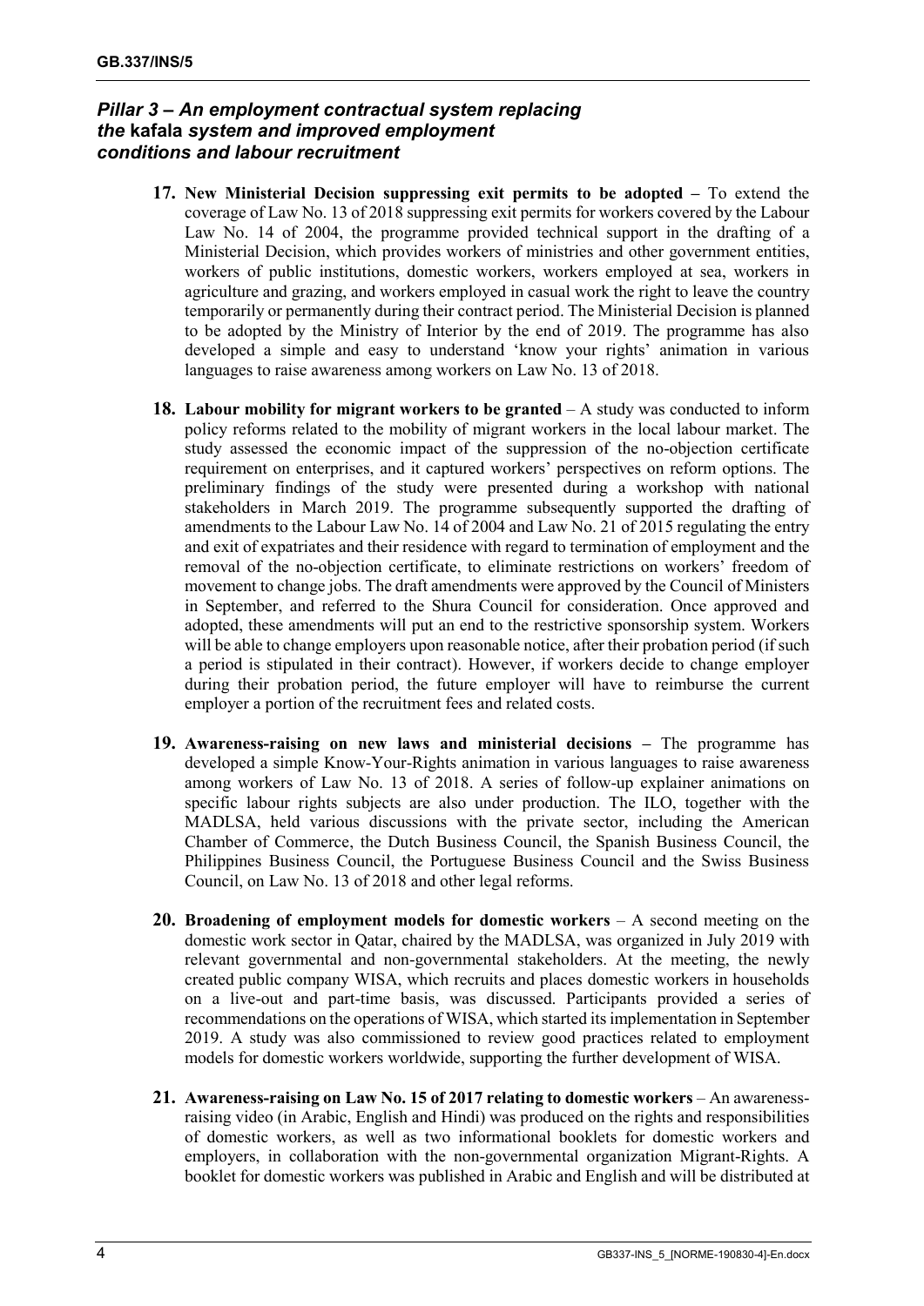### *Pillar 3 – An employment contractual system replacing the* kafala *system and improved employment conditions and labour recruitment*

**17. New Ministerial Decision suppressing exit permits to be adopted –** To extend the coverage of Law No. 13 of 2018 suppressing exit permits for workers covered by the Labour Law No. 14 of 2004, the programme provided technical support in the drafting of a Ministerial Decision, which provides workers of ministries and other government entities, workers of public institutions, domestic workers, workers employed at sea, workers in agriculture and grazing, and workers employed in casual work the right to leave the country temporarily or permanently during their contract period. The Ministerial Decision is planned to be adopted by the Ministry of Interior by the end of 2019. The programme has also developed a simple and easy to understand 'know your rights' animation in various languages to raise awareness among workers on Law No. 13 of 2018.

**18. Labour mobility for migrant workers to be granted** – A study was conducted to inform policy reforms related to the mobility of migrant workers in the local labour market. The study assessed the economic impact of the suppression of the no-objection certificate requirement on enterprises, and it captured workers' perspectives on reform options. The preliminary findings of the study were presented during a workshop with national stakeholders in March 2019. The programme subsequently supported the drafting of amendments to the Labour Law No. 14 of 2004 and Law No. 21 of 2015 regulating the entry and exit of expatriates and their residence with regard to termination of employment and the removal of the no-objection certificate, to eliminate restrictions on workers' freedom of movement to change jobs. The draft amendments were approved by the Council of Ministers in September, and referred to the Shura Council for consideration. Once approved and adopted, these amendments will put an end to the restrictive sponsorship system. Workers will be able to change employers upon reasonable notice, after their probation period (if such a period is stipulated in their contract). However, if workers decide to change employer during their probation period, the future employer will have to reimburse the current employer a portion of the recruitment fees and related costs.

**19. Awareness-raising on new laws and ministerial decisions –** The programme has developed a simple Know-Your-Rights animation in various languages to raise awareness among workers of Law No. 13 of 2018. A series of follow-up explainer animations on specific labour rights subjects are also under production. The ILO, together with the MADLSA, held various discussions with the private sector, including the American Chamber of Commerce, the Dutch Business Council, the Spanish Business Council, the Philippines Business Council, the Portuguese Business Council and the Swiss Business Council, on Law No. 13 of 2018 and other legal reforms.

**20. Broadening of employment models for domestic workers** – A second meeting on the domestic work sector in Qatar, chaired by the MADLSA, was organized in July 2019 with relevant governmental and non-governmental stakeholders. At the meeting, the newly created public company WISA, which recruits and places domestic workers in households on a live-out and part-time basis, was discussed. Participants provided a series of recommendations on the operations of WISA, which started its implementation in September 2019. A study was also commissioned to review good practices related to employment models for domestic workers worldwide, supporting the further development of WISA.

**21. Awareness-raising on Law No. 15 of 2017 relating to domestic workers** – An awareness-raising video (in Arabic, English and Hindi) was produced on the rights and responsibilities of domestic workers, as well as two informational booklets for domestic workers and employers, in collaboration with the non-governmental organization Migrant-Rights. A booklet for domestic workers was published in Arabic and English and will be distributed at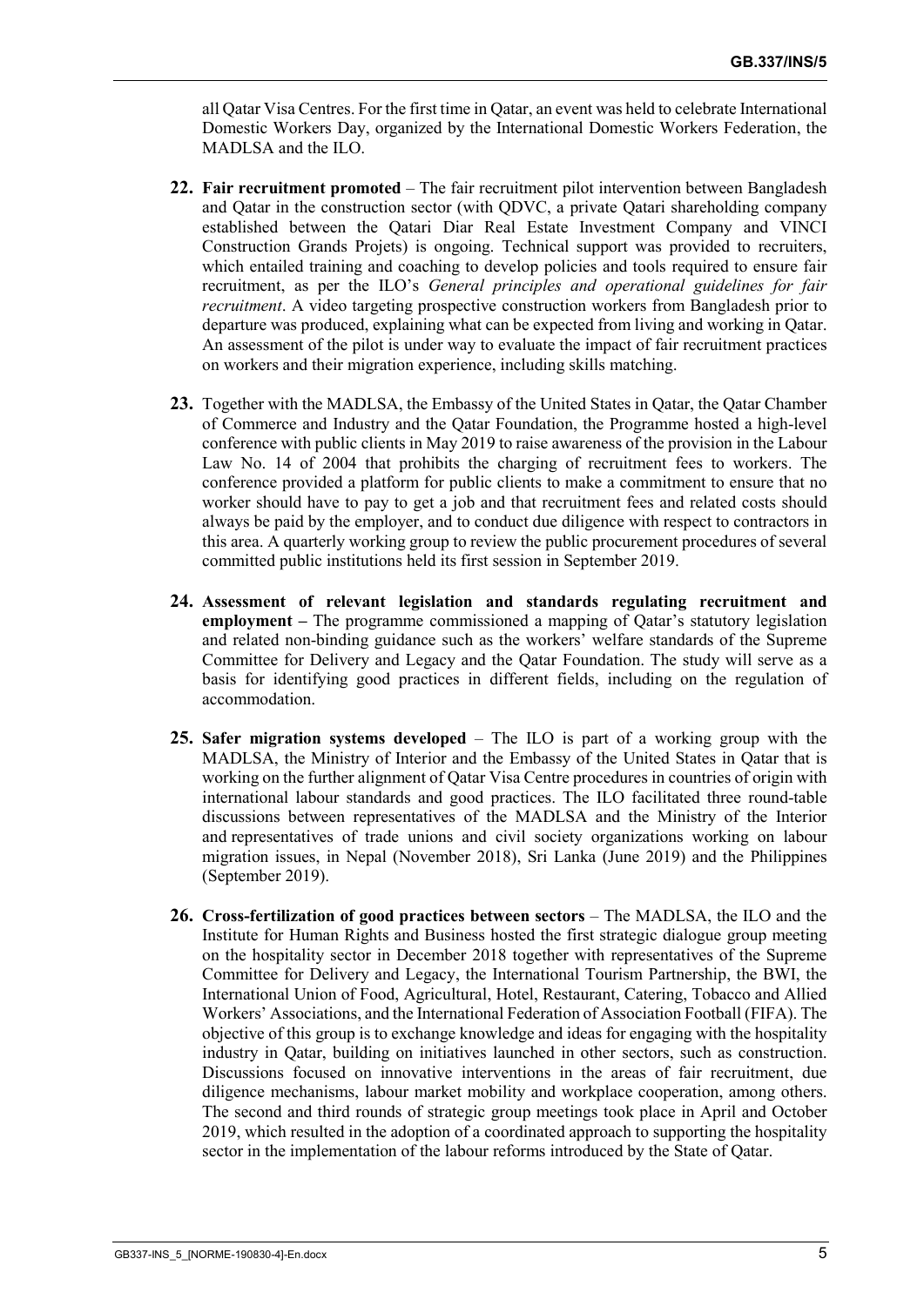all Qatar Visa Centres. For the first time in Qatar, an event was held to celebrate International Domestic Workers Day, organized by the International Domestic Workers Federation, the MADLSA and the ILO.

**22. Fair recruitment promoted** – The fair recruitment pilot intervention between Bangladesh and Qatar in the construction sector (with QDVC, a private Qatari shareholding company established between the Qatari Diar Real Estate Investment Company and VINCI Construction Grands Projets) is ongoing. Technical support was provided to recruiters, which entailed training and coaching to develop policies and tools required to ensure fair recruitment, as per the ILO's *General principles and operational guidelines for fair recruitment*. A video targeting prospective construction workers from Bangladesh prior to departure was produced, explaining what can be expected from living and working in Qatar. An assessment of the pilot is under way to evaluate the impact of fair recruitment practices on workers and their migration experience, including skills matching.

**23.** Together with the MADLSA, the Embassy of the United States in Qatar, the Qatar Chamber of Commerce and Industry and the Qatar Foundation, the Programme hosted a high-level conference with public clients in May 2019 to raise awareness of the provision in the Labour Law No. 14 of 2004 that prohibits the charging of recruitment fees to workers. The conference provided a platform for public clients to make a commitment to ensure that no worker should have to pay to get a job and that recruitment fees and related costs should always be paid by the employer, and to conduct due diligence with respect to contractors in this area. A quarterly working group to review the public procurement procedures of several committed public institutions held its first session in September 2019.

**24. Assessment of relevant legislation and standards regulating recruitment and employment –** The programme commissioned a mapping of Qatar's statutory legislation and related non-binding guidance such as the workers' welfare standards of the Supreme Committee for Delivery and Legacy and the Qatar Foundation. The study will serve as a basis for identifying good practices in different fields, including on the regulation of accommodation.

**25. Safer migration systems developed** – The ILO is part of a working group with the MADLSA, the Ministry of Interior and the Embassy of the United States in Qatar that is working on the further alignment of Qatar Visa Centre procedures in countries of origin with international labour standards and good practices. The ILO facilitated three round-table discussions between representatives of the MADLSA and the Ministry of the Interior and representatives of trade unions and civil society organizations working on labour migration issues, in Nepal (November 2018), Sri Lanka (June 2019) and the Philippines (September 2019).

**26. Cross-fertilization of good practices between sectors** – The MADLSA, the ILO and the Institute for Human Rights and Business hosted the first strategic dialogue group meeting on the hospitality sector in December 2018 together with representatives of the Supreme Committee for Delivery and Legacy, the International Tourism Partnership, the BWI, the International Union of Food, Agricultural, Hotel, Restaurant, Catering, Tobacco and Allied Workers' Associations, and the International Federation of Association Football (FIFA). The objective of this group is to exchange knowledge and ideas for engaging with the hospitality industry in Qatar, building on initiatives launched in other sectors, such as construction. Discussions focused on innovative interventions in the areas of fair recruitment, due diligence mechanisms, labour market mobility and workplace cooperation, among others. The second and third rounds of strategic group meetings took place in April and October 2019, which resulted in the adoption of a coordinated approach to supporting the hospitality sector in the implementation of the labour reforms introduced by the State of Qatar.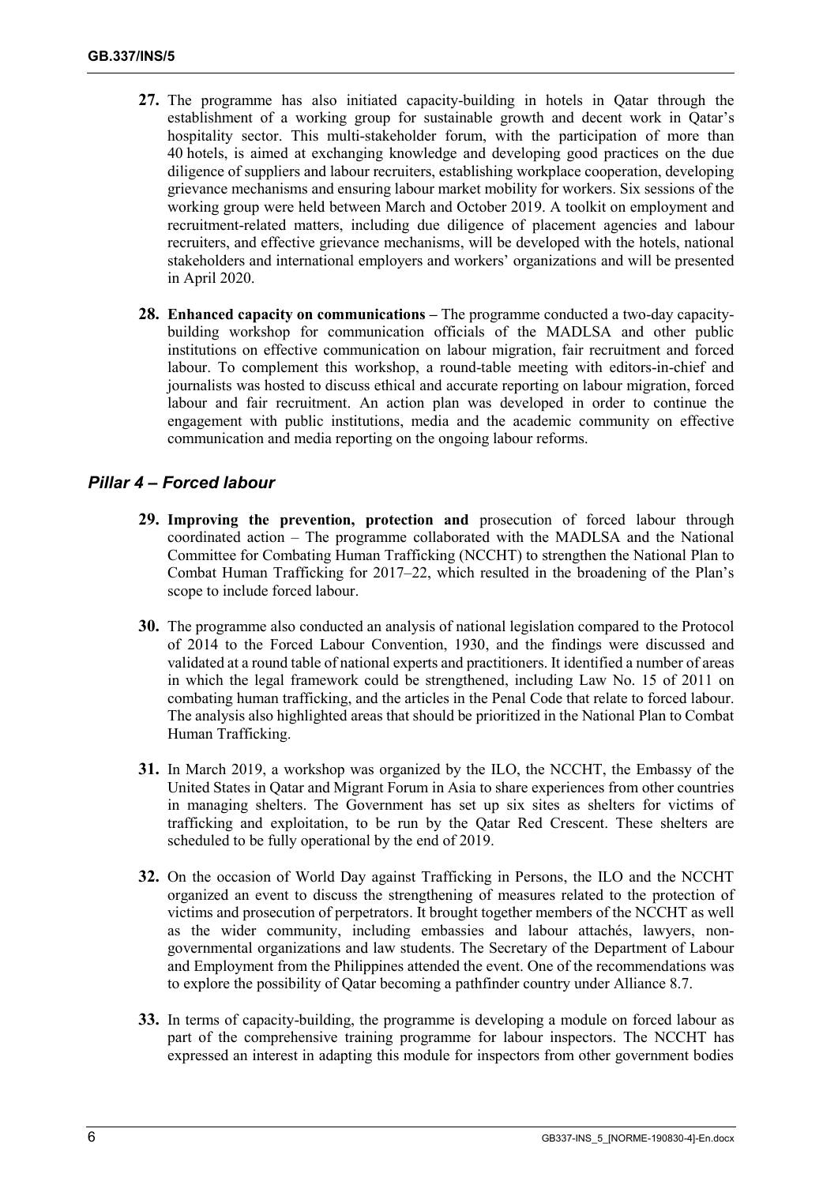**27.** The programme has also initiated capacity-building in hotels in Qatar through the establishment of a working group for sustainable growth and decent work in Qatar's hospitality sector. This multi-stakeholder forum, with the participation of more than 40 hotels, is aimed at exchanging knowledge and developing good practices on the due diligence of suppliers and labour recruiters, establishing workplace cooperation, developing grievance mechanisms and ensuring labour market mobility for workers. Six sessions of the working group were held between March and October 2019. A toolkit on employment and recruitment-related matters, including due diligence of placement agencies and labour recruiters, and effective grievance mechanisms, will be developed with the hotels, national stakeholders and international employers and workers' organizations and will be presented in April 2020.

**28.** **Enhanced capacity on communications –** The programme conducted a two-day capacity-building workshop for communication officials of the MADLSA and other public institutions on effective communication on labour migration, fair recruitment and forced labour. To complement this workshop, a round-table meeting with editors-in-chief and journalists was hosted to discuss ethical and accurate reporting on labour migration, forced labour and fair recruitment. An action plan was developed in order to continue the engagement with public institutions, media and the academic community on effective communication and media reporting on the ongoing labour reforms.

### *Pillar 4 – Forced labour*

**29.** **Improving the prevention, protection and** prosecution of forced labour through coordinated action – The programme collaborated with the MADLSA and the National Committee for Combating Human Trafficking (NCCHT) to strengthen the National Plan to Combat Human Trafficking for 2017–22, which resulted in the broadening of the Plan's scope to include forced labour.

**30.** The programme also conducted an analysis of national legislation compared to the Protocol of 2014 to the Forced Labour Convention, 1930, and the findings were discussed and validated at a round table of national experts and practitioners. It identified a number of areas in which the legal framework could be strengthened, including Law No. 15 of 2011 on combating human trafficking, and the articles in the Penal Code that relate to forced labour. The analysis also highlighted areas that should be prioritized in the National Plan to Combat Human Trafficking.

**31.** In March 2019, a workshop was organized by the ILO, the NCCHT, the Embassy of the United States in Qatar and Migrant Forum in Asia to share experiences from other countries in managing shelters. The Government has set up six sites as shelters for victims of trafficking and exploitation, to be run by the Qatar Red Crescent. These shelters are scheduled to be fully operational by the end of 2019.

**32.** On the occasion of World Day against Trafficking in Persons, the ILO and the NCCHT organized an event to discuss the strengthening of measures related to the protection of victims and prosecution of perpetrators. It brought together members of the NCCHT as well as the wider community, including embassies and labour attachés, lawyers, non-governmental organizations and law students. The Secretary of the Department of Labour and Employment from the Philippines attended the event. One of the recommendations was to explore the possibility of Qatar becoming a pathfinder country under Alliance 8.7.

**33.** In terms of capacity-building, the programme is developing a module on forced labour as part of the comprehensive training programme for labour inspectors. The NCCHT has expressed an interest in adapting this module for inspectors from other government bodies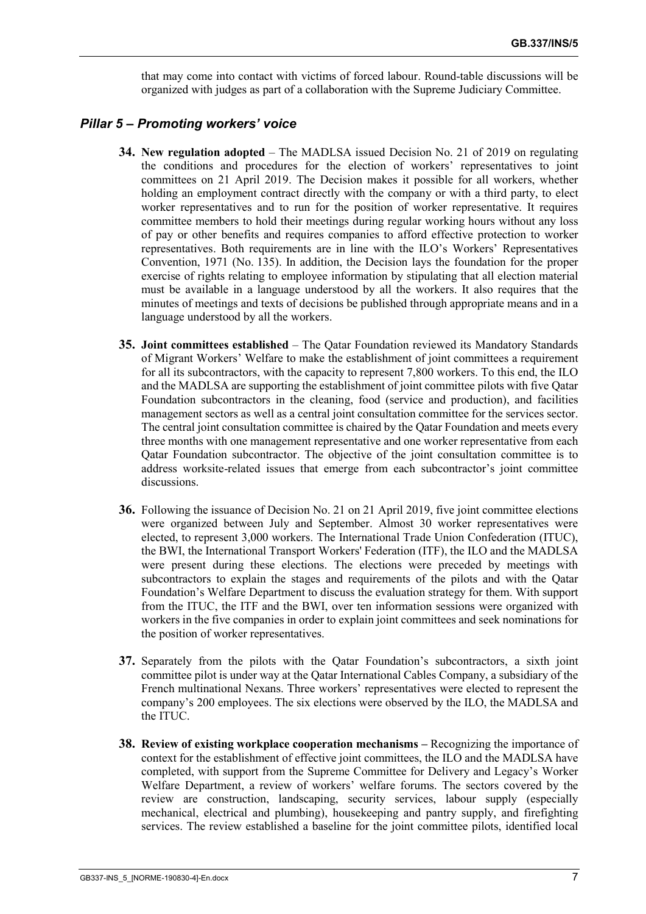that may come into contact with victims of forced labour. Round-table discussions will be organized with judges as part of a collaboration with the Supreme Judiciary Committee.

### *Pillar 5 – Promoting workers' voice*

**34. New regulation adopted** – The MADLSA issued Decision No. 21 of 2019 on regulating the conditions and procedures for the election of workers' representatives to joint committees on 21 April 2019. The Decision makes it possible for all workers, whether holding an employment contract directly with the company or with a third party, to elect worker representatives and to run for the position of worker representative. It requires committee members to hold their meetings during regular working hours without any loss of pay or other benefits and requires companies to afford effective protection to worker representatives. Both requirements are in line with the ILO's Workers' Representatives Convention, 1971 (No. 135). In addition, the Decision lays the foundation for the proper exercise of rights relating to employee information by stipulating that all election material must be available in a language understood by all the workers. It also requires that the minutes of meetings and texts of decisions be published through appropriate means and in a language understood by all the workers.

**35. Joint committees established** – The Qatar Foundation reviewed its Mandatory Standards of Migrant Workers' Welfare to make the establishment of joint committees a requirement for all its subcontractors, with the capacity to represent 7,800 workers. To this end, the ILO and the MADLSA are supporting the establishment of joint committee pilots with five Qatar Foundation subcontractors in the cleaning, food (service and production), and facilities management sectors as well as a central joint consultation committee for the services sector. The central joint consultation committee is chaired by the Qatar Foundation and meets every three months with one management representative and one worker representative from each Qatar Foundation subcontractor. The objective of the joint consultation committee is to address worksite-related issues that emerge from each subcontractor's joint committee discussions.

**36.** Following the issuance of Decision No. 21 on 21 April 2019, five joint committee elections were organized between July and September. Almost 30 worker representatives were elected, to represent 3,000 workers. The International Trade Union Confederation (ITUC), the BWI, the International Transport Workers' Federation (ITF), the ILO and the MADLSA were present during these elections. The elections were preceded by meetings with subcontractors to explain the stages and requirements of the pilots and with the Qatar Foundation's Welfare Department to discuss the evaluation strategy for them. With support from the ITUC, the ITF and the BWI, over ten information sessions were organized with workers in the five companies in order to explain joint committees and seek nominations for the position of worker representatives.

**37.** Separately from the pilots with the Qatar Foundation's subcontractors, a sixth joint committee pilot is under way at the Qatar International Cables Company, a subsidiary of the French multinational Nexans. Three workers' representatives were elected to represent the company's 200 employees. The six elections were observed by the ILO, the MADLSA and the ITUC.

**38. Review of existing workplace cooperation mechanisms –** Recognizing the importance of context for the establishment of effective joint committees, the ILO and the MADLSA have completed, with support from the Supreme Committee for Delivery and Legacy's Worker Welfare Department, a review of workers' welfare forums. The sectors covered by the review are construction, landscaping, security services, labour supply (especially mechanical, electrical and plumbing), housekeeping and pantry supply, and firefighting services. The review established a baseline for the joint committee pilots, identified local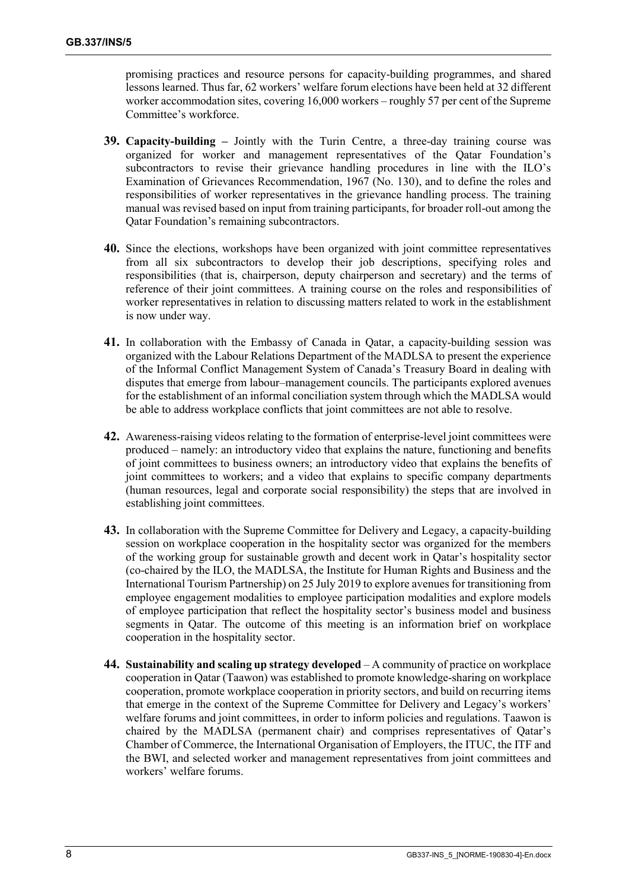promising practices and resource persons for capacity-building programmes, and shared lessons learned. Thus far, 62 workers' welfare forum elections have been held at 32 different worker accommodation sites, covering 16,000 workers – roughly 57 per cent of the Supreme Committee's workforce.

**39.** **Capacity-building –** Jointly with the Turin Centre, a three-day training course was organized for worker and management representatives of the Qatar Foundation's subcontractors to revise their grievance handling procedures in line with the ILO's Examination of Grievances Recommendation, 1967 (No. 130), and to define the roles and responsibilities of worker representatives in the grievance handling process. The training manual was revised based on input from training participants, for broader roll-out among the Qatar Foundation's remaining subcontractors.

**40.** Since the elections, workshops have been organized with joint committee representatives from all six subcontractors to develop their job descriptions, specifying roles and responsibilities (that is, chairperson, deputy chairperson and secretary) and the terms of reference of their joint committees. A training course on the roles and responsibilities of worker representatives in relation to discussing matters related to work in the establishment is now under way.

**41.** In collaboration with the Embassy of Canada in Qatar, a capacity-building session was organized with the Labour Relations Department of the MADLSA to present the experience of the Informal Conflict Management System of Canada's Treasury Board in dealing with disputes that emerge from labour–management councils. The participants explored avenues for the establishment of an informal conciliation system through which the MADLSA would be able to address workplace conflicts that joint committees are not able to resolve.

**42.** Awareness-raising videos relating to the formation of enterprise-level joint committees were produced – namely: an introductory video that explains the nature, functioning and benefits of joint committees to business owners; an introductory video that explains the benefits of joint committees to workers; and a video that explains to specific company departments (human resources, legal and corporate social responsibility) the steps that are involved in establishing joint committees.

**43.** In collaboration with the Supreme Committee for Delivery and Legacy, a capacity-building session on workplace cooperation in the hospitality sector was organized for the members of the working group for sustainable growth and decent work in Qatar's hospitality sector (co-chaired by the ILO, the MADLSA, the Institute for Human Rights and Business and the International Tourism Partnership) on 25 July 2019 to explore avenues for transitioning from employee engagement modalities to employee participation modalities and explore models of employee participation that reflect the hospitality sector's business model and business segments in Qatar. The outcome of this meeting is an information brief on workplace cooperation in the hospitality sector.

**44.** **Sustainability and scaling up strategy developed** – A community of practice on workplace cooperation in Qatar (Taawon) was established to promote knowledge-sharing on workplace cooperation, promote workplace cooperation in priority sectors, and build on recurring items that emerge in the context of the Supreme Committee for Delivery and Legacy's workers' welfare forums and joint committees, in order to inform policies and regulations. Taawon is chaired by the MADLSA (permanent chair) and comprises representatives of Qatar's Chamber of Commerce, the International Organisation of Employers, the ITUC, the ITF and the BWI, and selected worker and management representatives from joint committees and workers' welfare forums.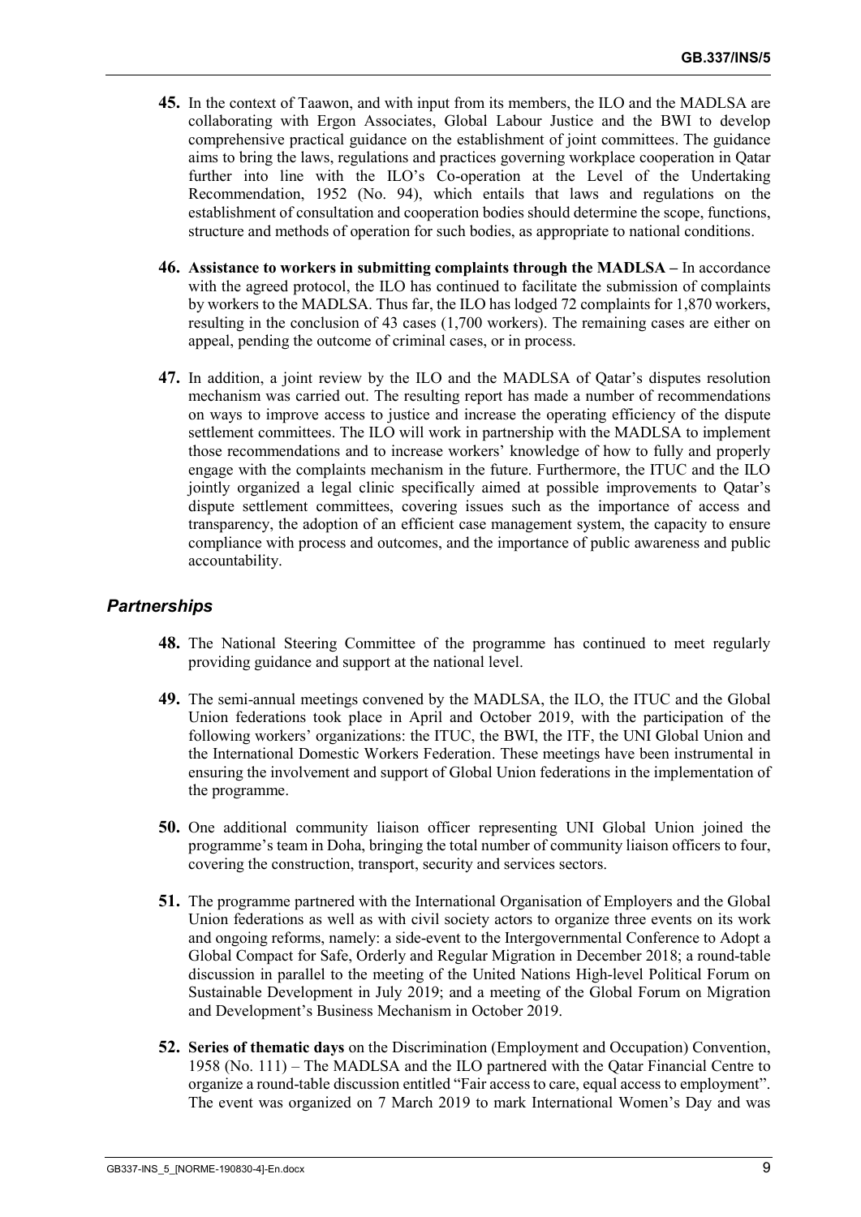**45.** In the context of Taawon, and with input from its members, the ILO and the MADLSA are collaborating with Ergon Associates, Global Labour Justice and the BWI to develop comprehensive practical guidance on the establishment of joint committees. The guidance aims to bring the laws, regulations and practices governing workplace cooperation in Qatar further into line with the ILO's Co-operation at the Level of the Undertaking Recommendation, 1952 (No. 94), which entails that laws and regulations on the establishment of consultation and cooperation bodies should determine the scope, functions, structure and methods of operation for such bodies, as appropriate to national conditions.

**46. Assistance to workers in submitting complaints through the MADLSA –** In accordance with the agreed protocol, the ILO has continued to facilitate the submission of complaints by workers to the MADLSA. Thus far, the ILO has lodged 72 complaints for 1,870 workers, resulting in the conclusion of 43 cases (1,700 workers). The remaining cases are either on appeal, pending the outcome of criminal cases, or in process.

**47.** In addition, a joint review by the ILO and the MADLSA of Qatar's disputes resolution mechanism was carried out. The resulting report has made a number of recommendations on ways to improve access to justice and increase the operating efficiency of the dispute settlement committees. The ILO will work in partnership with the MADLSA to implement those recommendations and to increase workers' knowledge of how to fully and properly engage with the complaints mechanism in the future. Furthermore, the ITUC and the ILO jointly organized a legal clinic specifically aimed at possible improvements to Qatar's dispute settlement committees, covering issues such as the importance of access and transparency, the adoption of an efficient case management system, the capacity to ensure compliance with process and outcomes, and the importance of public awareness and public accountability.

### *Partnerships*

**48.** The National Steering Committee of the programme has continued to meet regularly providing guidance and support at the national level.

**49.** The semi-annual meetings convened by the MADLSA, the ILO, the ITUC and the Global Union federations took place in April and October 2019, with the participation of the following workers' organizations: the ITUC, the BWI, the ITF, the UNI Global Union and the International Domestic Workers Federation. These meetings have been instrumental in ensuring the involvement and support of Global Union federations in the implementation of the programme.

**50.** One additional community liaison officer representing UNI Global Union joined the programme's team in Doha, bringing the total number of community liaison officers to four, covering the construction, transport, security and services sectors.

**51.** The programme partnered with the International Organisation of Employers and the Global Union federations as well as with civil society actors to organize three events on its work and ongoing reforms, namely: a side-event to the Intergovernmental Conference to Adopt a Global Compact for Safe, Orderly and Regular Migration in December 2018; a round-table discussion in parallel to the meeting of the United Nations High-level Political Forum on Sustainable Development in July 2019; and a meeting of the Global Forum on Migration and Development's Business Mechanism in October 2019.

**52. Series of thematic days** on the Discrimination (Employment and Occupation) Convention, 1958 (No. 111) – The MADLSA and the ILO partnered with the Qatar Financial Centre to organize a round-table discussion entitled "Fair access to care, equal access to employment". The event was organized on 7 March 2019 to mark International Women's Day and was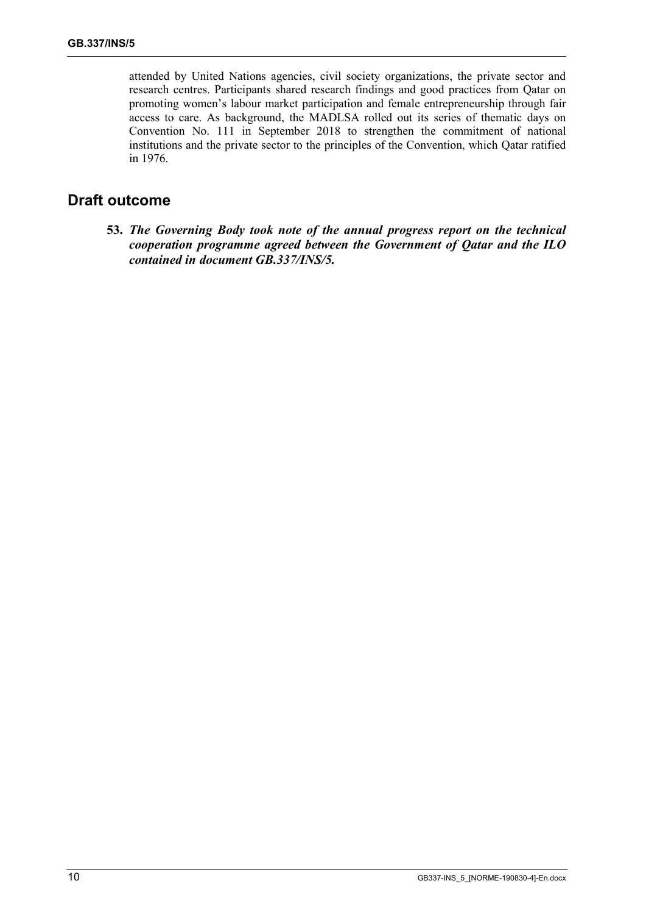attended by United Nations agencies, civil society organizations, the private sector and research centres. Participants shared research findings and good practices from Qatar on promoting women's labour market participation and female entrepreneurship through fair access to care. As background, the MADLSA rolled out its series of thematic days on Convention No. 111 in September 2018 to strengthen the commitment of national institutions and the private sector to the principles of the Convention, which Qatar ratified in 1976.

## Draft outcome

**53.** ***The Governing Body took note of the annual progress report on the technical cooperation programme agreed between the Government of Qatar and the ILO contained in document GB.337/INS/5.***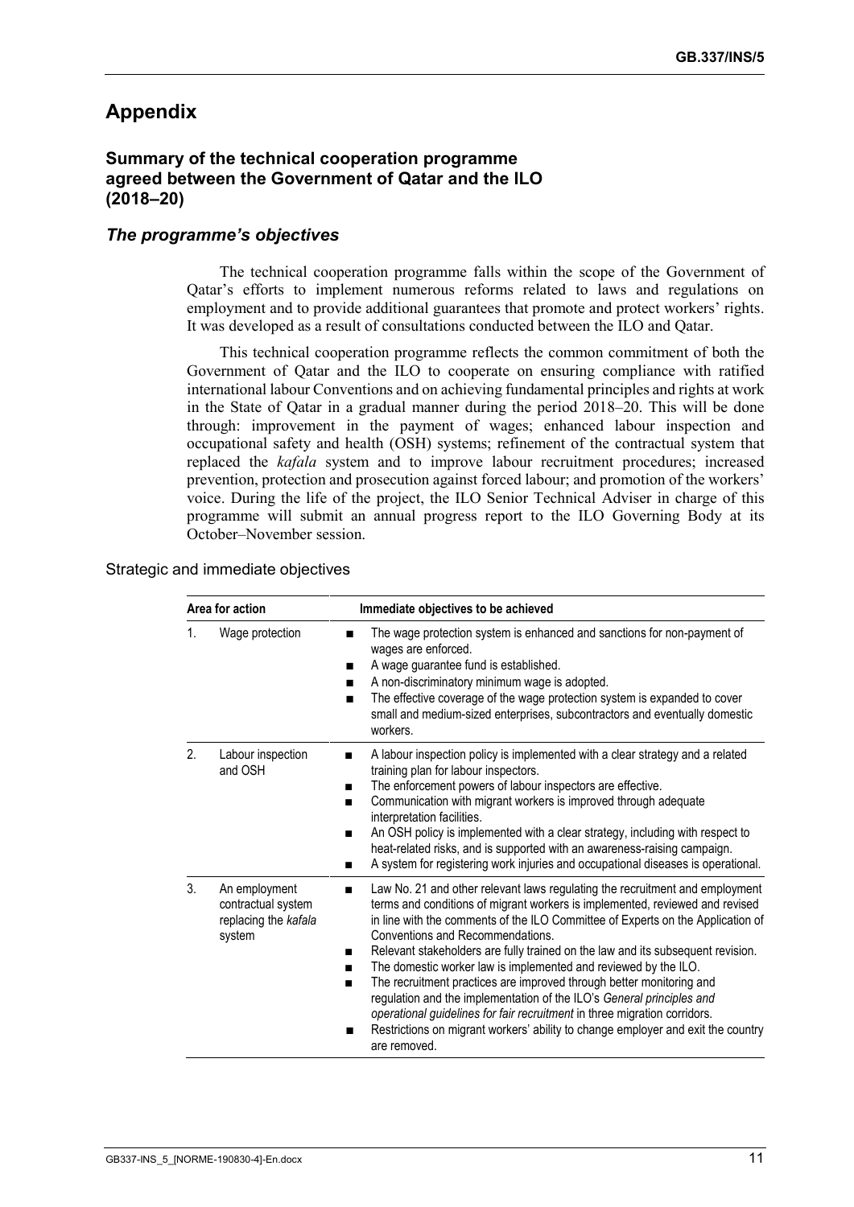# Appendix

## Summary of the technical cooperation programme agreed between the Government of Qatar and the ILO (2018–20)

### *The programme's objectives*

The technical cooperation programme falls within the scope of the Government of Qatar's efforts to implement numerous reforms related to laws and regulations on employment and to provide additional guarantees that promote and protect workers' rights. It was developed as a result of consultations conducted between the ILO and Qatar.

This technical cooperation programme reflects the common commitment of both the Government of Qatar and the ILO to cooperate on ensuring compliance with ratified international labour Conventions and on achieving fundamental principles and rights at work in the State of Qatar in a gradual manner during the period 2018–20. This will be done through: improvement in the payment of wages; enhanced labour inspection and occupational safety and health (OSH) systems; refinement of the contractual system that replaced the *kafala* system and to improve labour recruitment procedures; increased prevention, protection and prosecution against forced labour; and promotion of the workers' voice. During the life of the project, the ILO Senior Technical Adviser in charge of this programme will submit an annual progress report to the ILO Governing Body at its October–November session.

Strategic and immediate objectives

| Area for action | Immediate objectives to be achieved |
|---|---|
| 1. Wage protection | ■ The wage protection system is enhanced and sanctions for non-payment of wages are enforced.<br>■ A wage guarantee fund is established.<br>■ A non-discriminatory minimum wage is adopted.<br>■ The effective coverage of the wage protection system is expanded to cover small and medium-sized enterprises, subcontractors and eventually domestic workers. |
| 2. Labour inspection and OSH | ■ A labour inspection policy is implemented with a clear strategy and a related training plan for labour inspectors.<br>■ The enforcement powers of labour inspectors are effective.<br>■ Communication with migrant workers is improved through adequate interpretation facilities.<br>■ An OSH policy is implemented with a clear strategy, including with respect to heat-related risks, and is supported with an awareness-raising campaign.<br>■ A system for registering work injuries and occupational diseases is operational. |
| 3. An employment contractual system replacing the *kafala* system | ■ Law No. 21 and other relevant laws regulating the recruitment and employment terms and conditions of migrant workers is implemented, reviewed and revised in line with the comments of the ILO Committee of Experts on the Application of Conventions and Recommendations.<br>■ Relevant stakeholders are fully trained on the law and its subsequent revision.<br>■ The domestic worker law is implemented and reviewed by the ILO.<br>■ The recruitment practices are improved through better monitoring and regulation and the implementation of the ILO's *General principles and operational guidelines for fair recruitment* in three migration corridors.<br>■ Restrictions on migrant workers' ability to change employer and exit the country are removed. |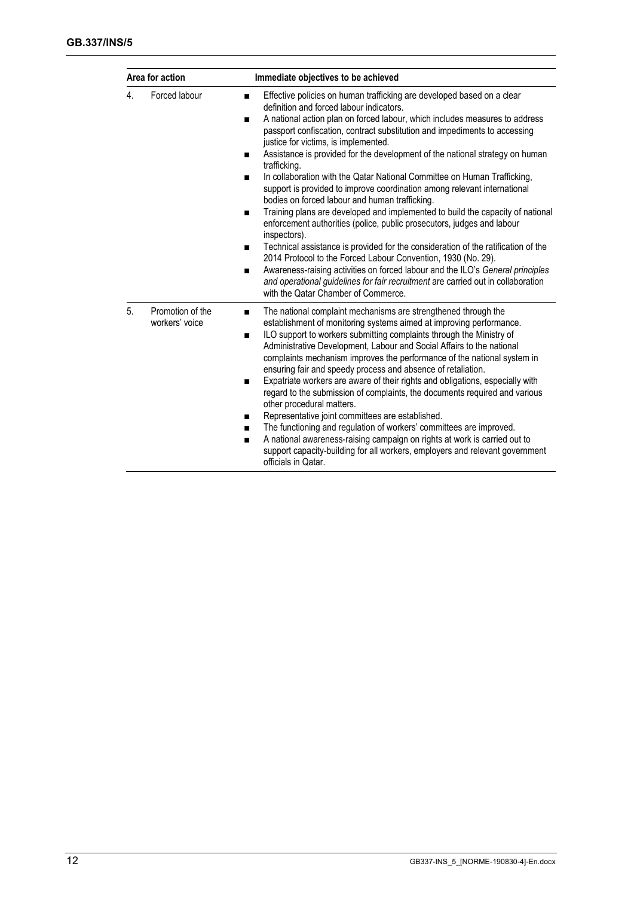| Area for action | Immediate objectives to be achieved |
|---|---|
| 4. Forced labour | ■ Effective policies on human trafficking are developed based on a clear definition and forced labour indicators.<br>■ A national action plan on forced labour, which includes measures to address passport confiscation, contract substitution and impediments to accessing justice for victims, is implemented.<br>■ Assistance is provided for the development of the national strategy on human trafficking.<br>■ In collaboration with the Qatar National Committee on Human Trafficking, support is provided to improve coordination among relevant international bodies on forced labour and human trafficking.<br>■ Training plans are developed and implemented to build the capacity of national enforcement authorities (police, public prosecutors, judges and labour inspectors).<br>■ Technical assistance is provided for the consideration of the ratification of the 2014 Protocol to the Forced Labour Convention, 1930 (No. 29).<br>■ Awareness-raising activities on forced labour and the ILO's *General principles and operational guidelines for fair recruitment* are carried out in collaboration with the Qatar Chamber of Commerce. |
| 5. Promotion of the workers' voice | ■ The national complaint mechanisms are strengthened through the establishment of monitoring systems aimed at improving performance.<br>■ ILO support to workers submitting complaints through the Ministry of Administrative Development, Labour and Social Affairs to the national complaints mechanism improves the performance of the national system in ensuring fair and speedy process and absence of retaliation.<br>■ Expatriate workers are aware of their rights and obligations, especially with regard to the submission of complaints, the documents required and various other procedural matters.<br>■ Representative joint committees are established.<br>■ The functioning and regulation of workers' committees are improved.<br>■ A national awareness-raising campaign on rights at work is carried out to support capacity-building for all workers, employers and relevant government officials in Qatar. |